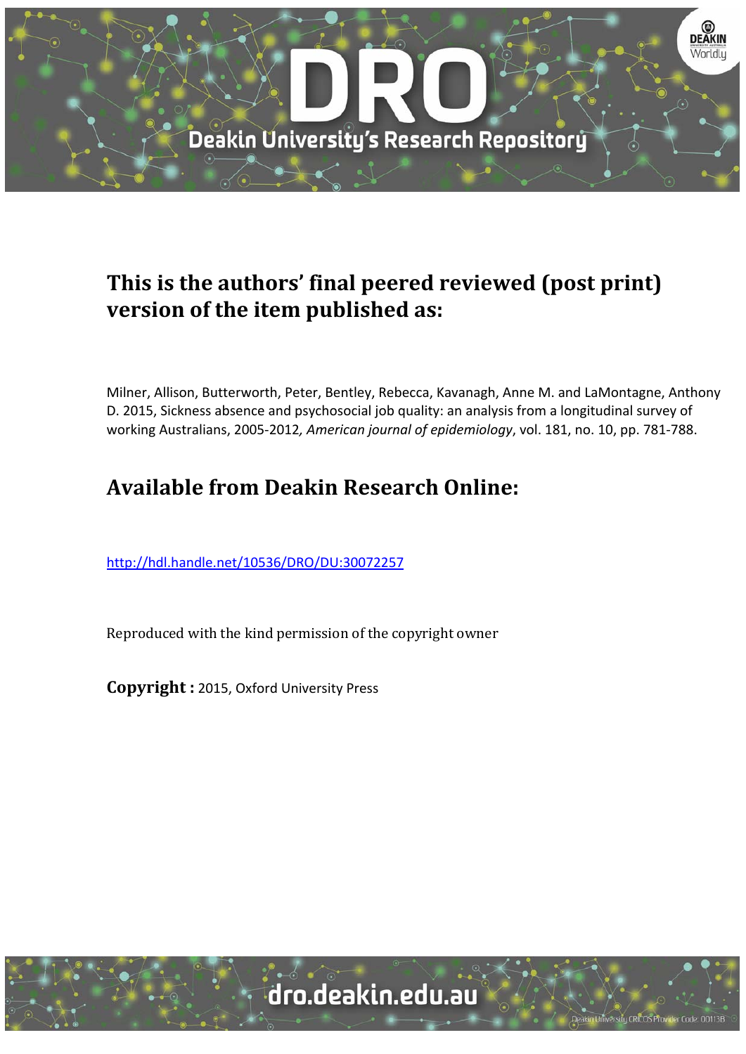# This is the authors' final peered reviewed (post print) version of the item published as:

Milner, Allison, Butterworth, Peter, Bentley, Rebecca, Kavanagh, Anne M. and LaMontagne, Anthony D. 2015, Sickness absence and psychosocial job quality: an analysis from a longitudinal survey of working Australians, 2005-2012, *American journal of epidemiology*, vol. 181, no. 10, pp. 781-788.

# Available from Deakin Research Online:

http://hdl.handle.net/10536/DRO/DU:30072257

Reproduced with the kind permission of the copyright owner

**Copyright :** 2015, Oxford University Press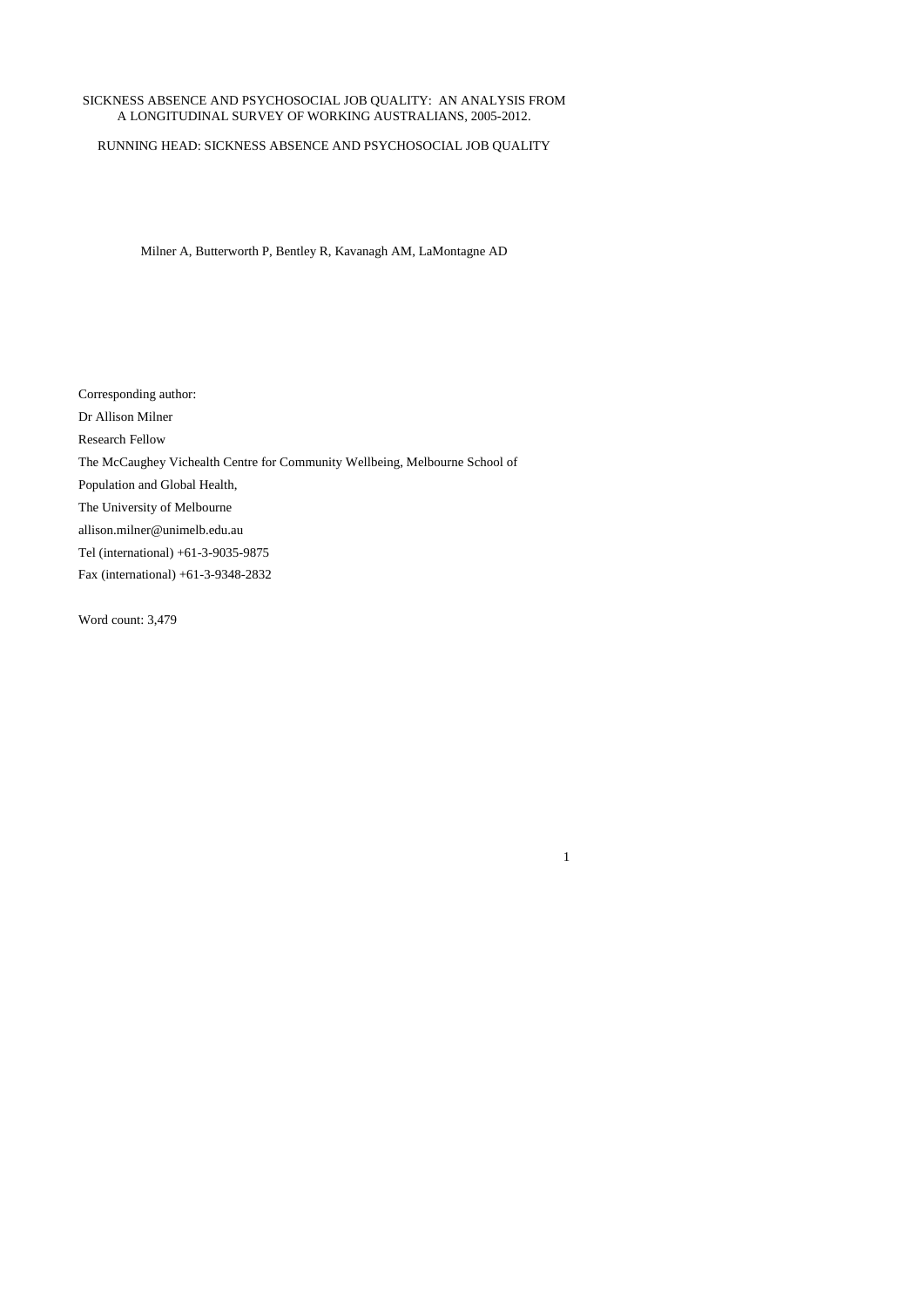SICKNESS ABSENCE AND PSYCHOSOCIAL JOB QUALITY: AN ANALYSIS FROM A LONGITUDINAL SURVEY OF WORKING AUSTRALIANS, 2005-2012.

RUNNING HEAD: SICKNESS ABSENCE AND PSYCHOSOCIAL JOB QUALITY

Milner A, Butterworth P, Bentley R, Kavanagh AM, LaMontagne AD

Corresponding author:

Dr Allison Milner

Research Fellow

The McCaughey Vichealth Centre for Community Wellbeing, Melbourne School of Population and Global Health,

The University of Melbourne

allison.milner@unimelb.edu.au

Tel (international) +61-3-9035-9875

Fax (international) +61-3-9348-2832

Word count: 3,479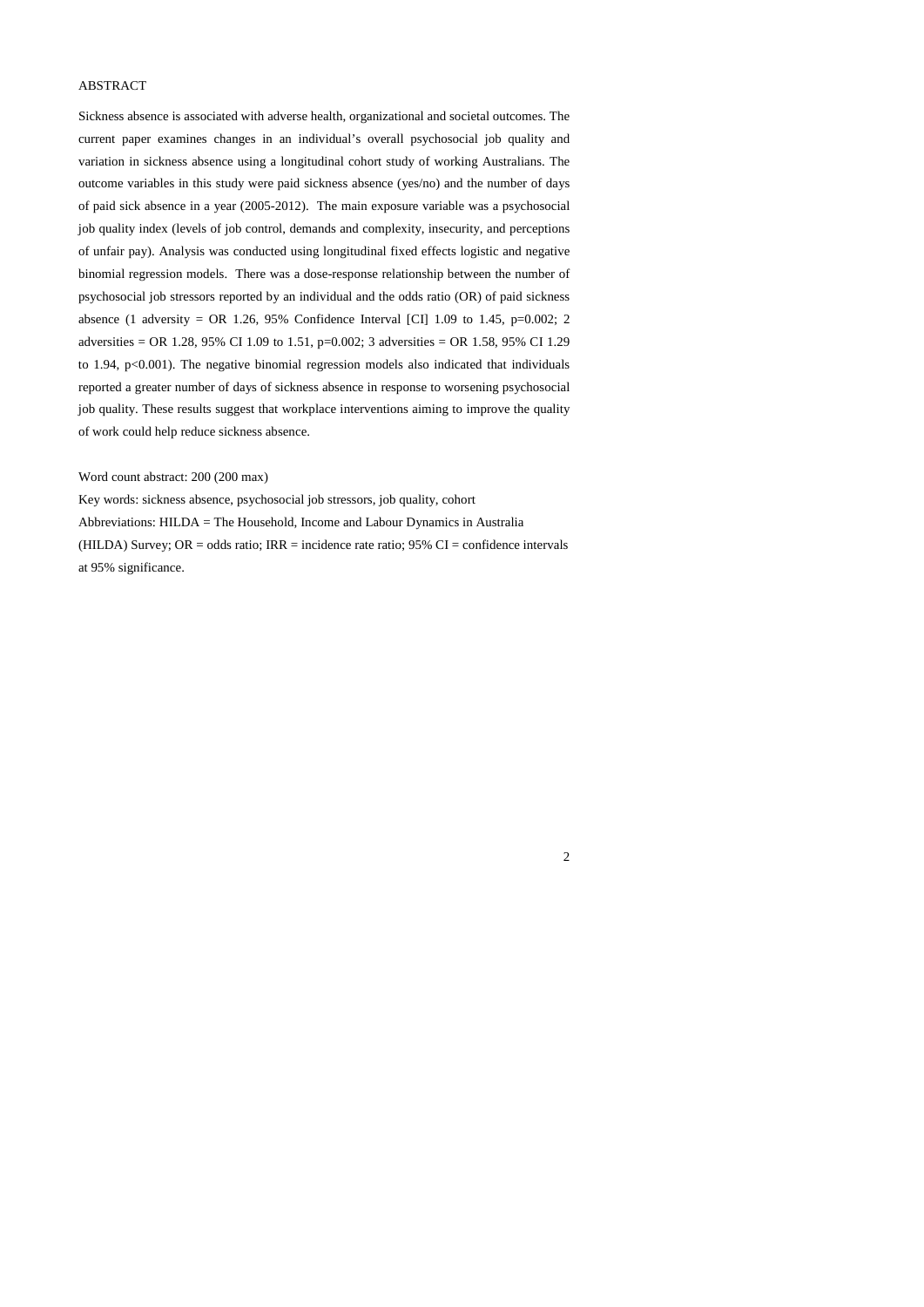ABSTRACT

Sickness absence is associated with adverse health, organizational and societal outcomes. The current paper examines changes in an individual's overall psychosocial job quality and variation in sickness absence using a longitudinal cohort study of working Australians. The outcome variables in this study were paid sickness absence (yes/no) and the number of days of paid sick absence in a year (2005-2012). The main exposure variable was a psychosocial job quality index (levels of job control, demands and complexity, insecurity, and perceptions of unfair pay). Analysis was conducted using longitudinal fixed effects logistic and negative binomial regression models. There was a dose-response relationship between the number of psychosocial job stressors reported by an individual and the odds ratio (OR) of paid sickness absence (1 adversity = OR 1.26, 95% Confidence Interval [CI] 1.09 to 1.45, $p=0.002$; 2 adversities = OR 1.28, 95% CI 1.09 to 1.51, $p=0.002$; 3 adversities = OR 1.58, 95% CI 1.29 to 1.94, $p<0.001$). The negative binomial regression models also indicated that individuals reported a greater number of days of sickness absence in response to worsening psychosocial job quality. These results suggest that workplace interventions aiming to improve the quality of work could help reduce sickness absence.

Word count abstract: 200 (200 max)

Key words: sickness absence, psychosocial job stressors, job quality, cohort

Abbreviations: HILDA = The Household, Income and Labour Dynamics in Australia (HILDA) Survey; OR = odds ratio; IRR = incidence rate ratio; 95% CI = confidence intervals at 95% significance.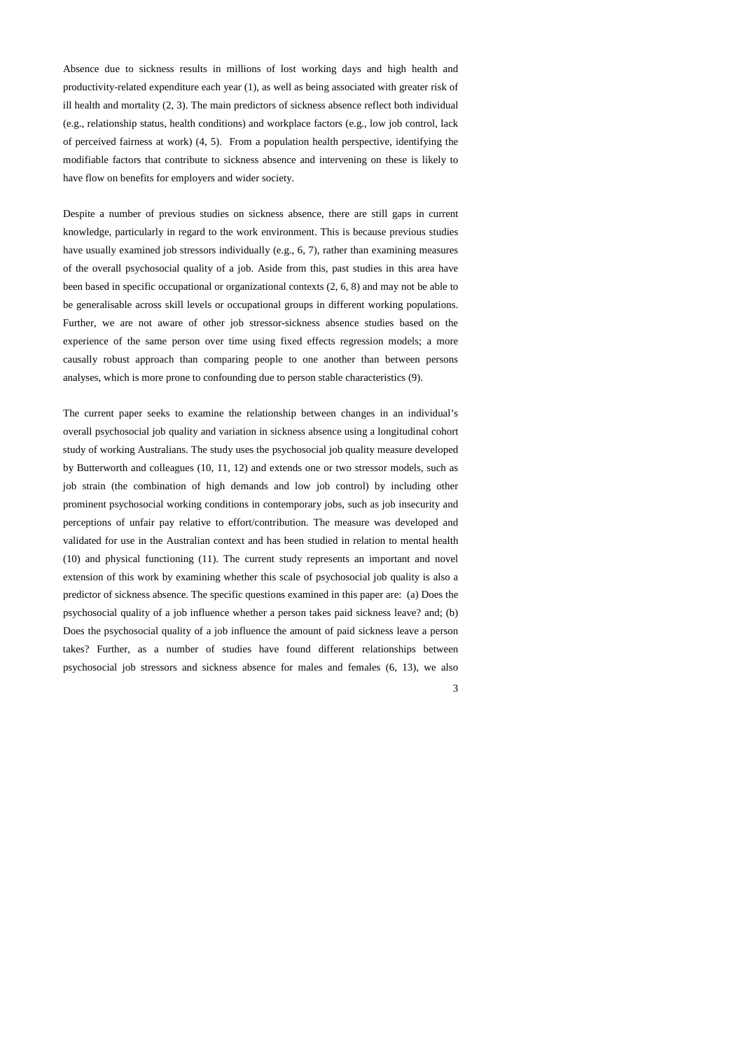Absence due to sickness results in millions of lost working days and high health and productivity-related expenditure each year (1), as well as being associated with greater risk of ill health and mortality (2, 3). The main predictors of sickness absence reflect both individual (e.g., relationship status, health conditions) and workplace factors (e.g., low job control, lack of perceived fairness at work) (4, 5). From a population health perspective, identifying the modifiable factors that contribute to sickness absence and intervening on these is likely to have flow on benefits for employers and wider society.

Despite a number of previous studies on sickness absence, there are still gaps in current knowledge, particularly in regard to the work environment. This is because previous studies have usually examined job stressors individually (e.g., 6, 7), rather than examining measures of the overall psychosocial quality of a job. Aside from this, past studies in this area have been based in specific occupational or organizational contexts (2, 6, 8) and may not be able to be generalisable across skill levels or occupational groups in different working populations. Further, we are not aware of other job stressor-sickness absence studies based on the experience of the same person over time using fixed effects regression models; a more causally robust approach than comparing people to one another than between persons analyses, which is more prone to confounding due to person stable characteristics (9).

The current paper seeks to examine the relationship between changes in an individual's overall psychosocial job quality and variation in sickness absence using a longitudinal cohort study of working Australians. The study uses the psychosocial job quality measure developed by Butterworth and colleagues (10, 11, 12) and extends one or two stressor models, such as job strain (the combination of high demands and low job control) by including other prominent psychosocial working conditions in contemporary jobs, such as job insecurity and perceptions of unfair pay relative to effort/contribution. The measure was developed and validated for use in the Australian context and has been studied in relation to mental health (10) and physical functioning (11). The current study represents an important and novel extension of this work by examining whether this scale of psychosocial job quality is also a predictor of sickness absence. The specific questions examined in this paper are: (a) Does the psychosocial quality of a job influence whether a person takes paid sickness leave? and; (b) Does the psychosocial quality of a job influence the amount of paid sickness leave a person takes? Further, as a number of studies have found different relationships between psychosocial job stressors and sickness absence for males and females (6, 13), we also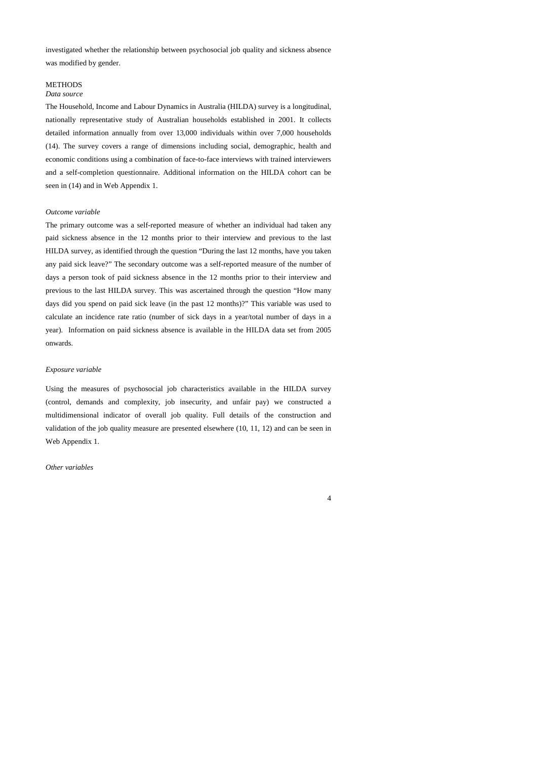investigated whether the relationship between psychosocial job quality and sickness absence was modified by gender.

## METHODS

### *Data source*

The Household, Income and Labour Dynamics in Australia (HILDA) survey is a longitudinal, nationally representative study of Australian households established in 2001. It collects detailed information annually from over 13,000 individuals within over 7,000 households (14). The survey covers a range of dimensions including social, demographic, health and economic conditions using a combination of face-to-face interviews with trained interviewers and a self-completion questionnaire. Additional information on the HILDA cohort can be seen in (14) and in Web Appendix 1.

### *Outcome variable*

The primary outcome was a self-reported measure of whether an individual had taken any paid sickness absence in the 12 months prior to their interview and previous to the last HILDA survey, as identified through the question "During the last 12 months, have you taken any paid sick leave?" The secondary outcome was a self-reported measure of the number of days a person took of paid sickness absence in the 12 months prior to their interview and previous to the last HILDA survey. This was ascertained through the question "How many days did you spend on paid sick leave (in the past 12 months)?" This variable was used to calculate an incidence rate ratio (number of sick days in a year/total number of days in a year). Information on paid sickness absence is available in the HILDA data set from 2005 onwards.

### *Exposure variable*

Using the measures of psychosocial job characteristics available in the HILDA survey (control, demands and complexity, job insecurity, and unfair pay) we constructed a multidimensional indicator of overall job quality. Full details of the construction and validation of the job quality measure are presented elsewhere (10, 11, 12) and can be seen in Web Appendix 1.

### *Other variables*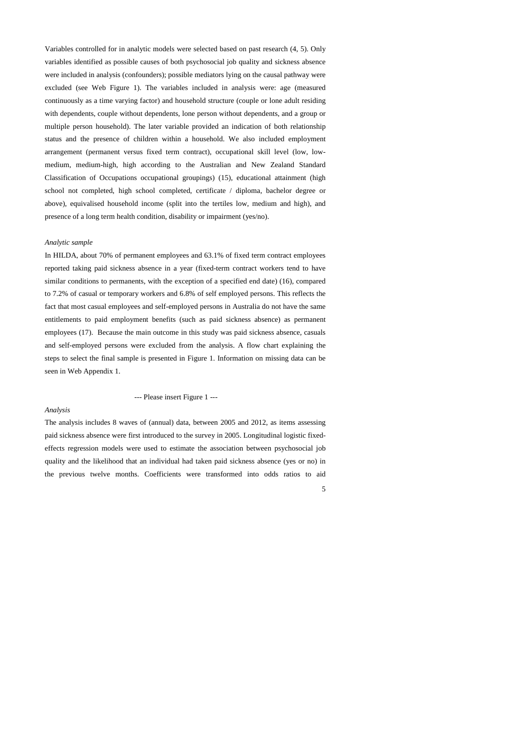Variables controlled for in analytic models were selected based on past research (4, 5). Only variables identified as possible causes of both psychosocial job quality and sickness absence were included in analysis (confounders); possible mediators lying on the causal pathway were excluded (see Web Figure 1). The variables included in analysis were: age (measured continuously as a time varying factor) and household structure (couple or lone adult residing with dependents, couple without dependents, lone person without dependents, and a group or multiple person household). The later variable provided an indication of both relationship status and the presence of children within a household. We also included employment arrangement (permanent versus fixed term contract), occupational skill level (low, low-medium, medium-high, high according to the Australian and New Zealand Standard Classification of Occupations occupational groupings) (15), educational attainment (high school not completed, high school completed, certificate / diploma, bachelor degree or above), equivalised household income (split into the tertiles low, medium and high), and presence of a long term health condition, disability or impairment (yes/no).

*Analytic sample*

In HILDA, about 70% of permanent employees and 63.1% of fixed term contract employees reported taking paid sickness absence in a year (fixed-term contract workers tend to have similar conditions to permanents, with the exception of a specified end date) (16), compared to 7.2% of casual or temporary workers and 6.8% of self employed persons. This reflects the fact that most casual employees and self-employed persons in Australia do not have the same entitlements to paid employment benefits (such as paid sickness absence) as permanent employees (17). Because the main outcome in this study was paid sickness absence, casuals and self-employed persons were excluded from the analysis. A flow chart explaining the steps to select the final sample is presented in Figure 1. Information on missing data can be seen in Web Appendix 1.

--- Please insert Figure 1 ---

*Analysis*

The analysis includes 8 waves of (annual) data, between 2005 and 2012, as items assessing paid sickness absence were first introduced to the survey in 2005. Longitudinal logistic fixed-effects regression models were used to estimate the association between psychosocial job quality and the likelihood that an individual had taken paid sickness absence (yes or no) in the previous twelve months. Coefficients were transformed into odds ratios to aid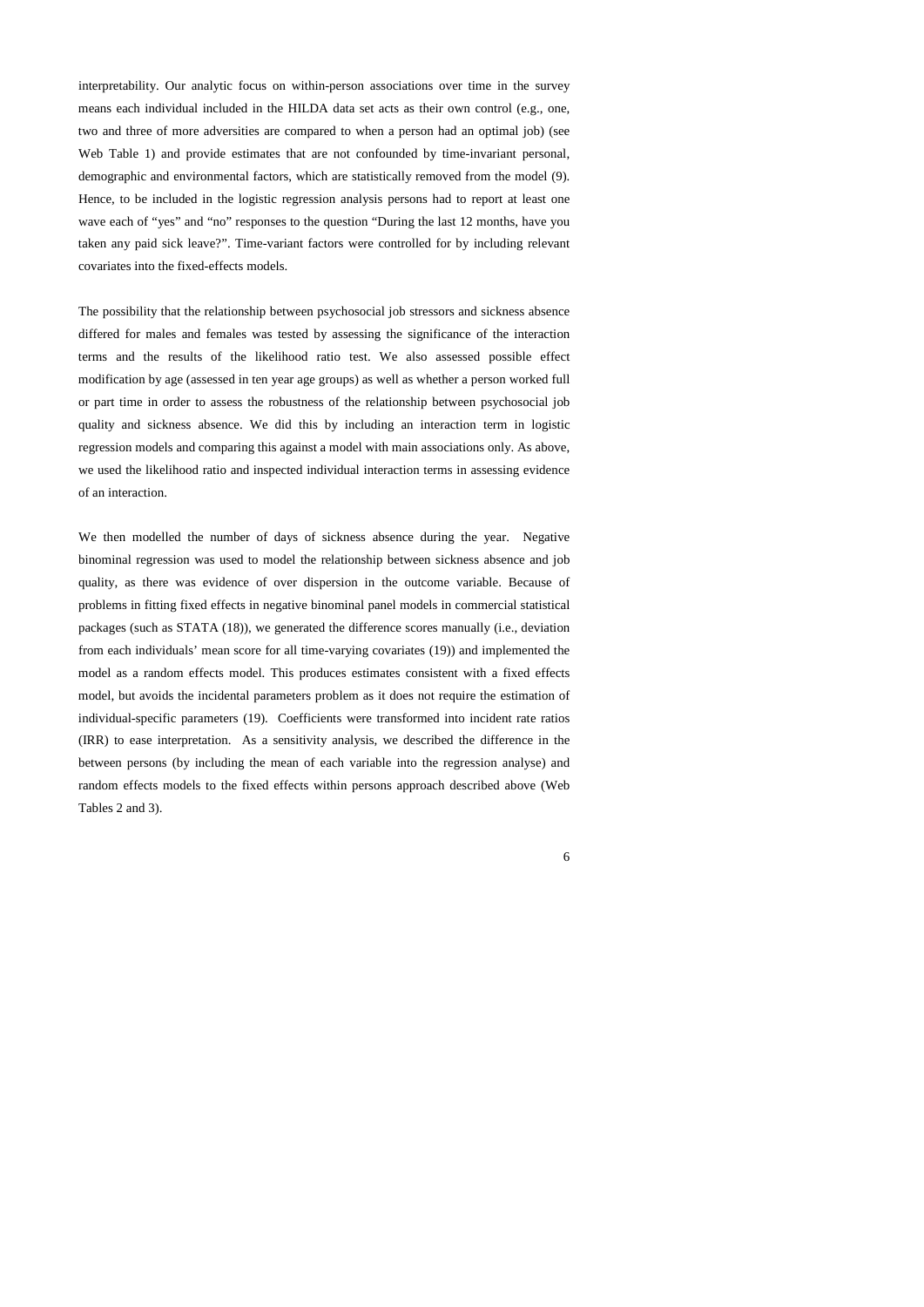interpretability. Our analytic focus on within-person associations over time in the survey means each individual included in the HILDA data set acts as their own control (e.g., one, two and three of more adversities are compared to when a person had an optimal job) (see Web Table 1) and provide estimates that are not confounded by time-invariant personal, demographic and environmental factors, which are statistically removed from the model (9). Hence, to be included in the logistic regression analysis persons had to report at least one wave each of "yes" and "no" responses to the question "During the last 12 months, have you taken any paid sick leave?". Time-variant factors were controlled for by including relevant covariates into the fixed-effects models.

The possibility that the relationship between psychosocial job stressors and sickness absence differed for males and females was tested by assessing the significance of the interaction terms and the results of the likelihood ratio test. We also assessed possible effect modification by age (assessed in ten year age groups) as well as whether a person worked full or part time in order to assess the robustness of the relationship between psychosocial job quality and sickness absence. We did this by including an interaction term in logistic regression models and comparing this against a model with main associations only. As above, we used the likelihood ratio and inspected individual interaction terms in assessing evidence of an interaction.

We then modelled the number of days of sickness absence during the year. Negative binominal regression was used to model the relationship between sickness absence and job quality, as there was evidence of over dispersion in the outcome variable. Because of problems in fitting fixed effects in negative binominal panel models in commercial statistical packages (such as STATA (18)), we generated the difference scores manually (i.e., deviation from each individuals' mean score for all time-varying covariates (19)) and implemented the model as a random effects model. This produces estimates consistent with a fixed effects model, but avoids the incidental parameters problem as it does not require the estimation of individual-specific parameters (19). Coefficients were transformed into incident rate ratios (IRR) to ease interpretation. As a sensitivity analysis, we described the difference in the between persons (by including the mean of each variable into the regression analyse) and random effects models to the fixed effects within persons approach described above (Web Tables 2 and 3).